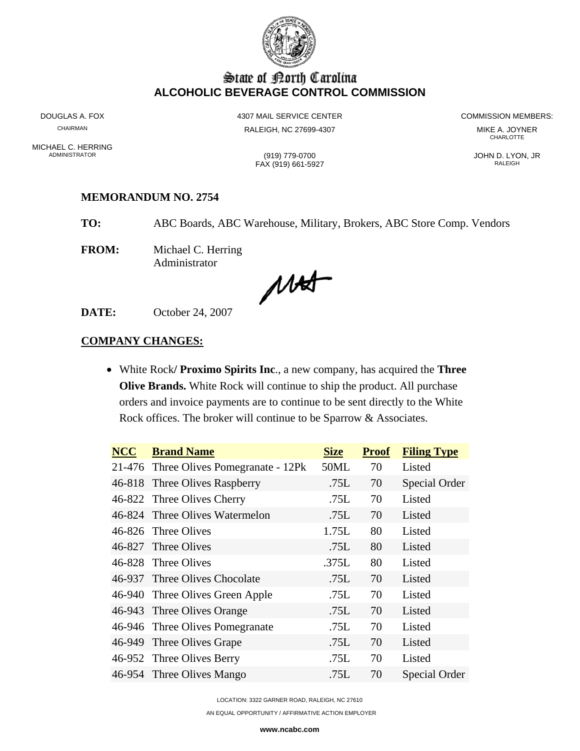# State of North Carolina
## ALCOHOLIC BEVERAGE CONTROL COMMISSION

DOUGLAS A. FOX
CHAIRMAN

MICHAEL C. HERRING
ADMINISTRATOR

4307 MAIL SERVICE CENTER
RALEIGH, NC 27699-4307

(919) 779-0700
FAX (919) 661-5927

COMMISSION MEMBERS:

MIKE A. JOYNER
CHARLOTTE

JOHN D. LYON, JR
RALEIGH

**MEMORANDUM NO. 2754**

**TO:** ABC Boards, ABC Warehouse, Military, Brokers, ABC Store Comp. Vendors

**FROM:** Michael C. Herring
Administrator

**DATE:** October 24, 2007

**COMPANY CHANGES:**

- White Rock**/ Proximo Spirits Inc**., a new company, has acquired the **Three Olive Brands.** White Rock will continue to ship the product. All purchase orders and invoice payments are to continue to be sent directly to the White Rock offices. The broker will continue to be Sparrow & Associates.

| NCC | Brand Name | Size | Proof | Filing Type |
|---|---|---|---|---|
| 21-476 | Three Olives Pomegranate - 12Pk | 50ML | 70 | Listed |
| 46-818 | Three Olives Raspberry | .75L | 70 | Special Order |
| 46-822 | Three Olives Cherry | .75L | 70 | Listed |
| 46-824 | Three Olives Watermelon | .75L | 70 | Listed |
| 46-826 | Three Olives | 1.75L | 80 | Listed |
| 46-827 | Three Olives | .75L | 80 | Listed |
| 46-828 | Three Olives | .375L | 80 | Listed |
| 46-937 | Three Olives Chocolate | .75L | 70 | Listed |
| 46-940 | Three Olives Green Apple | .75L | 70 | Listed |
| 46-943 | Three Olives Orange | .75L | 70 | Listed |
| 46-946 | Three Olives Pomegranate | .75L | 70 | Listed |
| 46-949 | Three Olives Grape | .75L | 70 | Listed |
| 46-952 | Three Olives Berry | .75L | 70 | Listed |
| 46-954 | Three Olives Mango | .75L | 70 | Special Order |

LOCATION: 3322 GARNER ROAD, RALEIGH, NC 27610

AN EQUAL OPPORTUNITY / AFFIRMATIVE ACTION EMPLOYER

**www.ncabc.com**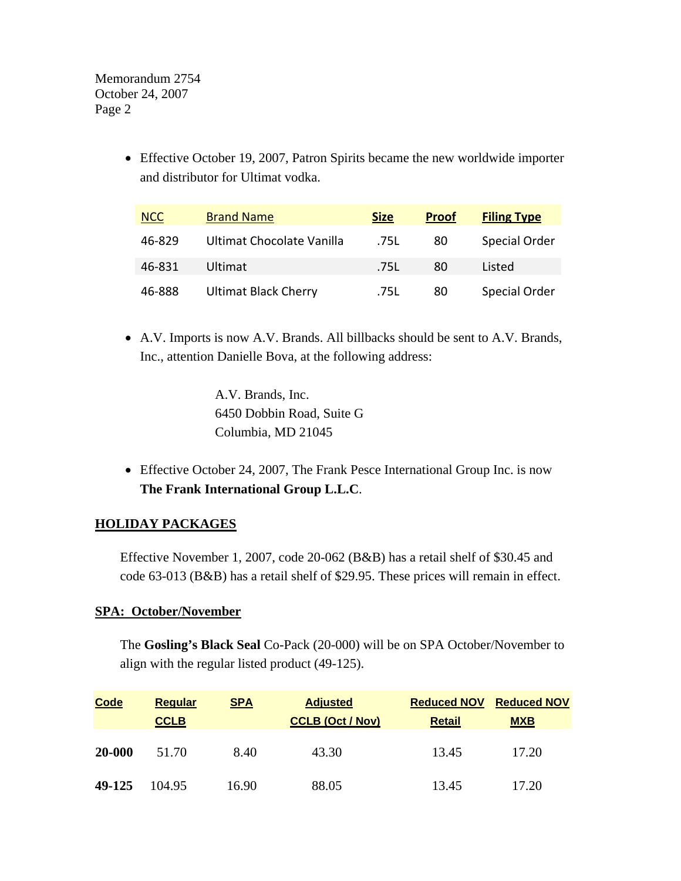- Effective October 19, 2007, Patron Spirits became the new worldwide importer and distributor for Ultimat vodka.

| NCC | Brand Name | Size | Proof | Filing Type |
|---|---|---|---|---|
| 46-829 | Ultimat Chocolate Vanilla | .75L | 80 | Special Order |
| 46-831 | Ultimat | .75L | 80 | Listed |
| 46-888 | Ultimat Black Cherry | .75L | 80 | Special Order |

- A.V. Imports is now A.V. Brands. All billbacks should be sent to A.V. Brands, Inc., attention Danielle Bova, at the following address:

  A.V. Brands, Inc.
  6450 Dobbin Road, Suite G
  Columbia, MD 21045

- Effective October 24, 2007, The Frank Pesce International Group Inc. is now **The Frank International Group L.L.C**.

## HOLIDAY PACKAGES

Effective November 1, 2007, code 20-062 (B&B) has a retail shelf of $30.45 and code 63-013 (B&B) has a retail shelf of $29.95. These prices will remain in effect.

## SPA: October/November

The **Gosling's Black Seal** Co-Pack (20-000) will be on SPA October/November to align with the regular listed product (49-125).

| Code | Regular CCLB | SPA | Adjusted CCLB (Oct / Nov) | Reduced NOV Retail | Reduced NOV MXB |
|---|---|---|---|---|---|
| **20-000** | 51.70 | 8.40 | 43.30 | 13.45 | 17.20 |
| **49-125** | 104.95 | 16.90 | 88.05 | 13.45 | 17.20 |